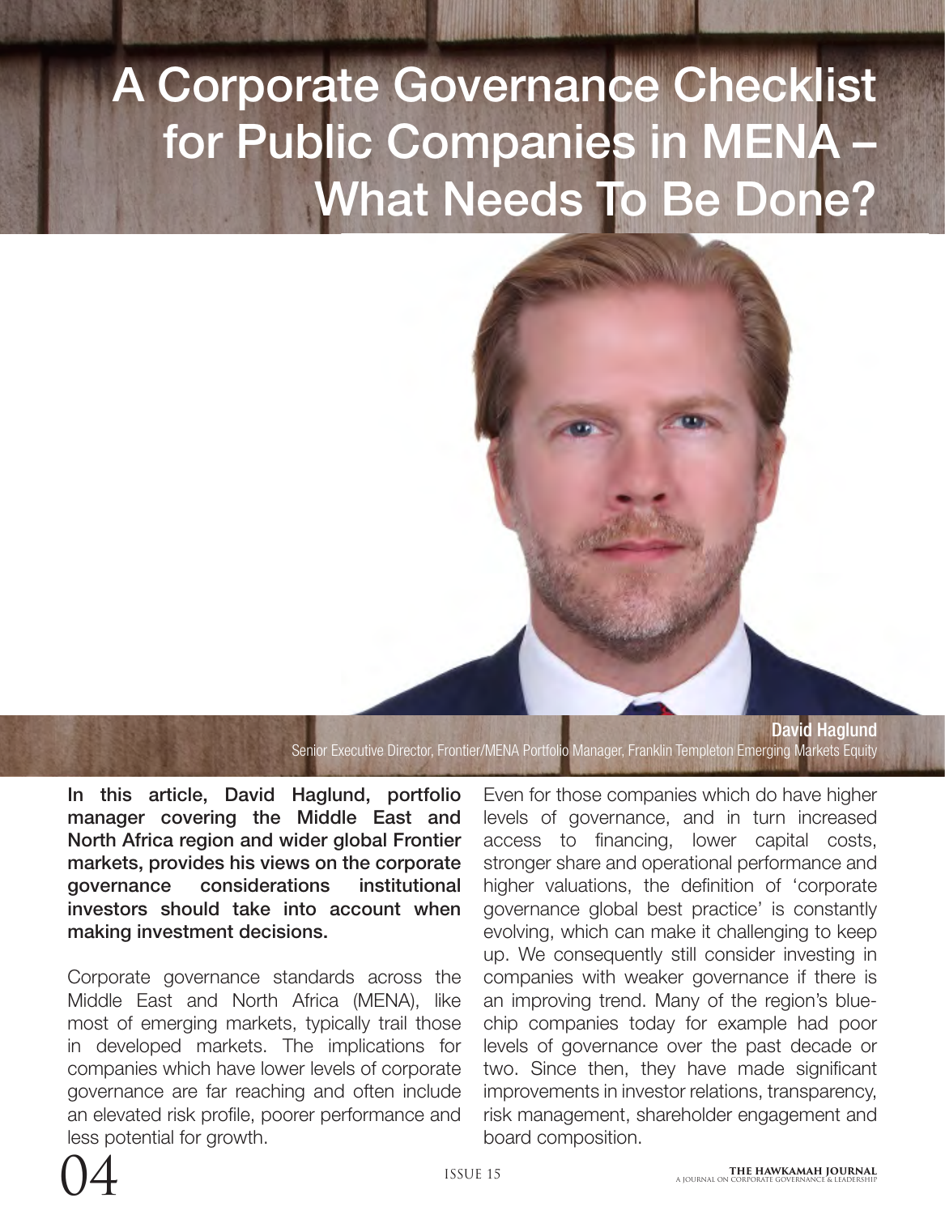# A Corporate Governance Checklist for Public Companies in MENA – What Needs To Be Done?

**David Haglund**
Senior Executive Director, Frontier/MENA Portfolio Manager, Franklin Templeton Emerging Markets Equity

**In this article, David Haglund, portfolio manager covering the Middle East and North Africa region and wider global Frontier markets, provides his views on the corporate governance considerations institutional investors should take into account when making investment decisions.**

Corporate governance standards across the Middle East and North Africa (MENA), like most of emerging markets, typically trail those in developed markets. The implications for companies which have lower levels of corporate governance are far reaching and often include an elevated risk profile, poorer performance and less potential for growth.

Even for those companies which do have higher levels of governance, and in turn increased access to financing, lower capital costs, stronger share and operational performance and higher valuations, the definition of 'corporate governance global best practice' is constantly evolving, which can make it challenging to keep up. We consequently still consider investing in companies with weaker governance if there is an improving trend. Many of the region's blue-chip companies today for example had poor levels of governance over the past decade or two. Since then, they have made significant improvements in investor relations, transparency, risk management, shareholder engagement and board composition.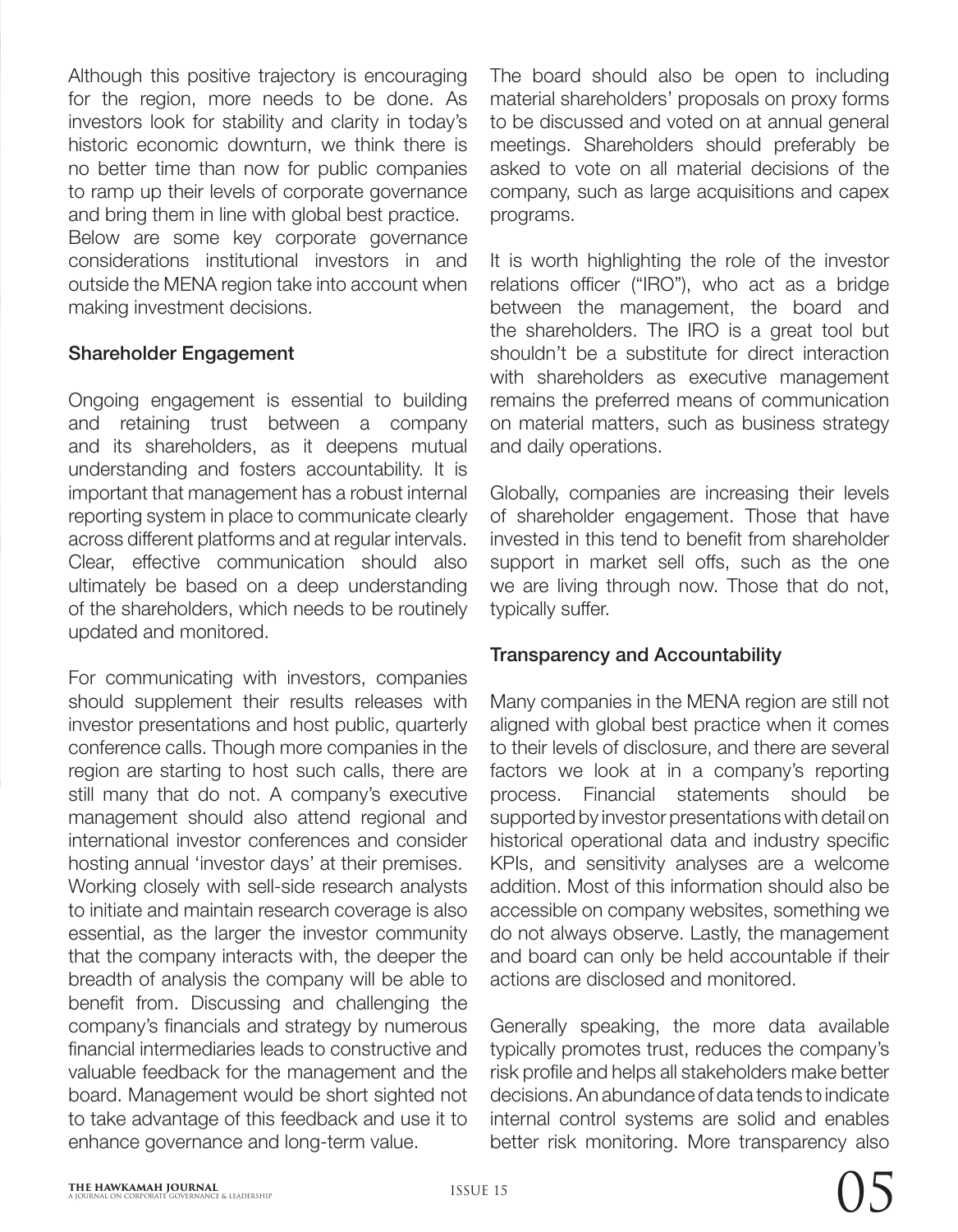Although this positive trajectory is encouraging for the region, more needs to be done. As investors look for stability and clarity in today's historic economic downturn, we think there is no better time than now for public companies to ramp up their levels of corporate governance and bring them in line with global best practice.
Below are some key corporate governance considerations institutional investors in and outside the MENA region take into account when making investment decisions.

### Shareholder Engagement

Ongoing engagement is essential to building and retaining trust between a company and its shareholders, as it deepens mutual understanding and fosters accountability. It is important that management has a robust internal reporting system in place to communicate clearly across different platforms and at regular intervals. Clear, effective communication should also ultimately be based on a deep understanding of the shareholders, which needs to be routinely updated and monitored.

For communicating with investors, companies should supplement their results releases with investor presentations and host public, quarterly conference calls. Though more companies in the region are starting to host such calls, there are still many that do not. A company's executive management should also attend regional and international investor conferences and consider hosting annual 'investor days' at their premises.
Working closely with sell-side research analysts to initiate and maintain research coverage is also essential, as the larger the investor community that the company interacts with, the deeper the breadth of analysis the company will be able to benefit from. Discussing and challenging the company's financials and strategy by numerous financial intermediaries leads to constructive and valuable feedback for the management and the board. Management would be short sighted not to take advantage of this feedback and use it to enhance governance and long-term value.

The board should also be open to including material shareholders' proposals on proxy forms to be discussed and voted on at annual general meetings. Shareholders should preferably be asked to vote on all material decisions of the company, such as large acquisitions and capex programs.

It is worth highlighting the role of the investor relations officer ("IRO"), who act as a bridge between the management, the board and the shareholders. The IRO is a great tool but shouldn't be a substitute for direct interaction with shareholders as executive management remains the preferred means of communication on material matters, such as business strategy and daily operations.

Globally, companies are increasing their levels of shareholder engagement. Those that have invested in this tend to benefit from shareholder support in market sell offs, such as the one we are living through now. Those that do not, typically suffer.

### Transparency and Accountability

Many companies in the MENA region are still not aligned with global best practice when it comes to their levels of disclosure, and there are several factors we look at in a company's reporting process. Financial statements should be supported by investor presentations with detail on historical operational data and industry specific KPIs, and sensitivity analyses are a welcome addition. Most of this information should also be accessible on company websites, something we do not always observe. Lastly, the management and board can only be held accountable if their actions are disclosed and monitored.

Generally speaking, the more data available typically promotes trust, reduces the company's risk profile and helps all stakeholders make better decisions. An abundance of data tends to indicate internal control systems are solid and enables better risk monitoring. More transparency also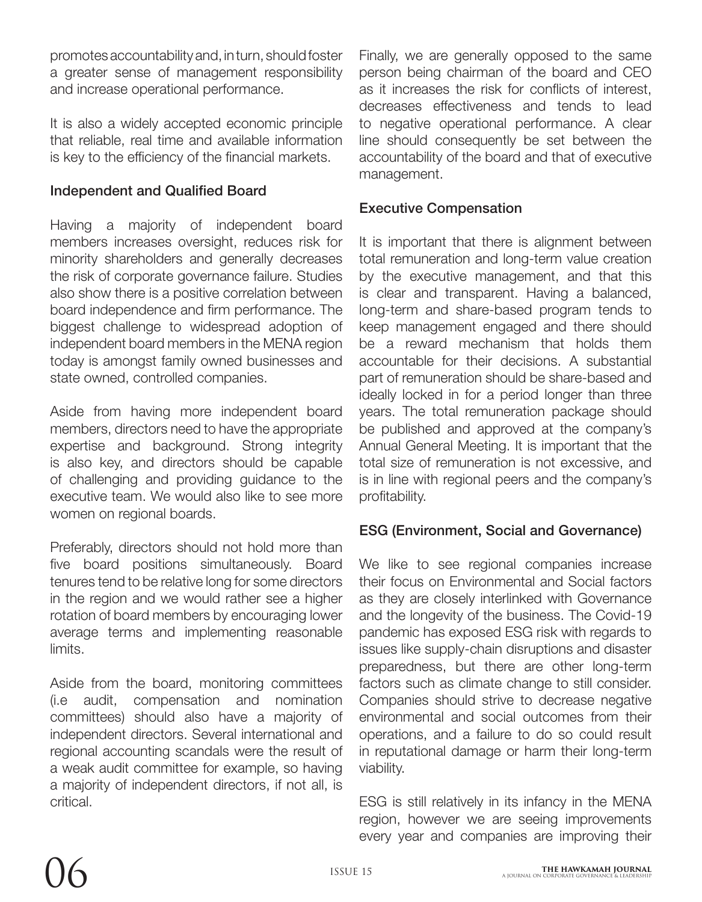promotes accountability and, in turn, should foster a greater sense of management responsibility and increase operational performance.

It is also a widely accepted economic principle that reliable, real time and available information is key to the efficiency of the financial markets.

### Independent and Qualified Board

Having a majority of independent board members increases oversight, reduces risk for minority shareholders and generally decreases the risk of corporate governance failure. Studies also show there is a positive correlation between board independence and firm performance. The biggest challenge to widespread adoption of independent board members in the MENA region today is amongst family owned businesses and state owned, controlled companies.

Aside from having more independent board members, directors need to have the appropriate expertise and background. Strong integrity is also key, and directors should be capable of challenging and providing guidance to the executive team. We would also like to see more women on regional boards.

Preferably, directors should not hold more than five board positions simultaneously. Board tenures tend to be relative long for some directors in the region and we would rather see a higher rotation of board members by encouraging lower average terms and implementing reasonable limits.

Aside from the board, monitoring committees (i.e audit, compensation and nomination committees) should also have a majority of independent directors. Several international and regional accounting scandals were the result of a weak audit committee for example, so having a majority of independent directors, if not all, is critical.

Finally, we are generally opposed to the same person being chairman of the board and CEO as it increases the risk for conflicts of interest, decreases effectiveness and tends to lead to negative operational performance. A clear line should consequently be set between the accountability of the board and that of executive management.

### Executive Compensation

It is important that there is alignment between total remuneration and long-term value creation by the executive management, and that this is clear and transparent. Having a balanced, long-term and share-based program tends to keep management engaged and there should be a reward mechanism that holds them accountable for their decisions. A substantial part of remuneration should be share-based and ideally locked in for a period longer than three years. The total remuneration package should be published and approved at the company's Annual General Meeting. It is important that the total size of remuneration is not excessive, and is in line with regional peers and the company's profitability.

### ESG (Environment, Social and Governance)

We like to see regional companies increase their focus on Environmental and Social factors as they are closely interlinked with Governance and the longevity of the business. The Covid-19 pandemic has exposed ESG risk with regards to issues like supply-chain disruptions and disaster preparedness, but there are other long-term factors such as climate change to still consider. Companies should strive to decrease negative environmental and social outcomes from their operations, and a failure to do so could result in reputational damage or harm their long-term viability.

ESG is still relatively in its infancy in the MENA region, however we are seeing improvements every year and companies are improving their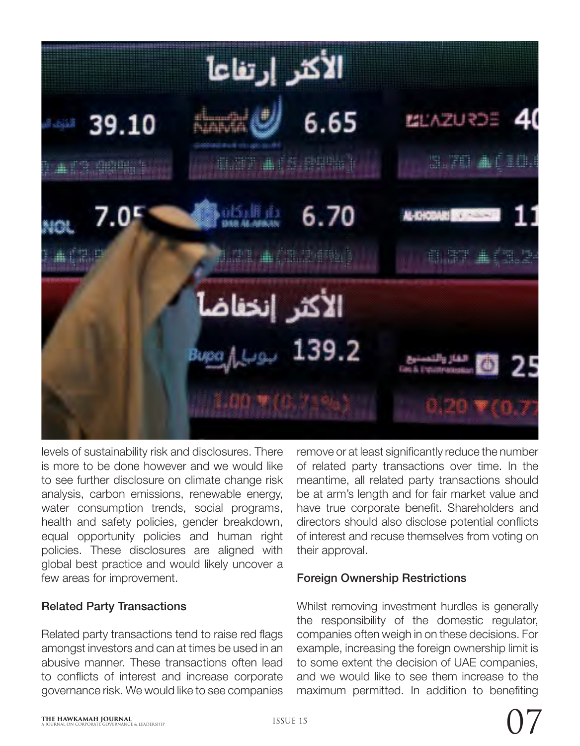levels of sustainability risk and disclosures. There is more to be done however and we would like to see further disclosure on climate change risk analysis, carbon emissions, renewable energy, water consumption trends, social programs, health and safety policies, gender breakdown, equal opportunity policies and human right policies. These disclosures are aligned with global best practice and would likely uncover a few areas for improvement.

### Related Party Transactions

Related party transactions tend to raise red flags amongst investors and can at times be used in an abusive manner. These transactions often lead to conflicts of interest and increase corporate governance risk. We would like to see companies remove or at least significantly reduce the number of related party transactions over time. In the meantime, all related party transactions should be at arm's length and for fair market value and have true corporate benefit. Shareholders and directors should also disclose potential conflicts of interest and recuse themselves from voting on their approval.

### Foreign Ownership Restrictions

Whilst removing investment hurdles is generally the responsibility of the domestic regulator, companies often weigh in on these decisions. For example, increasing the foreign ownership limit is to some extent the decision of UAE companies, and we would like to see them increase to the maximum permitted. In addition to benefiting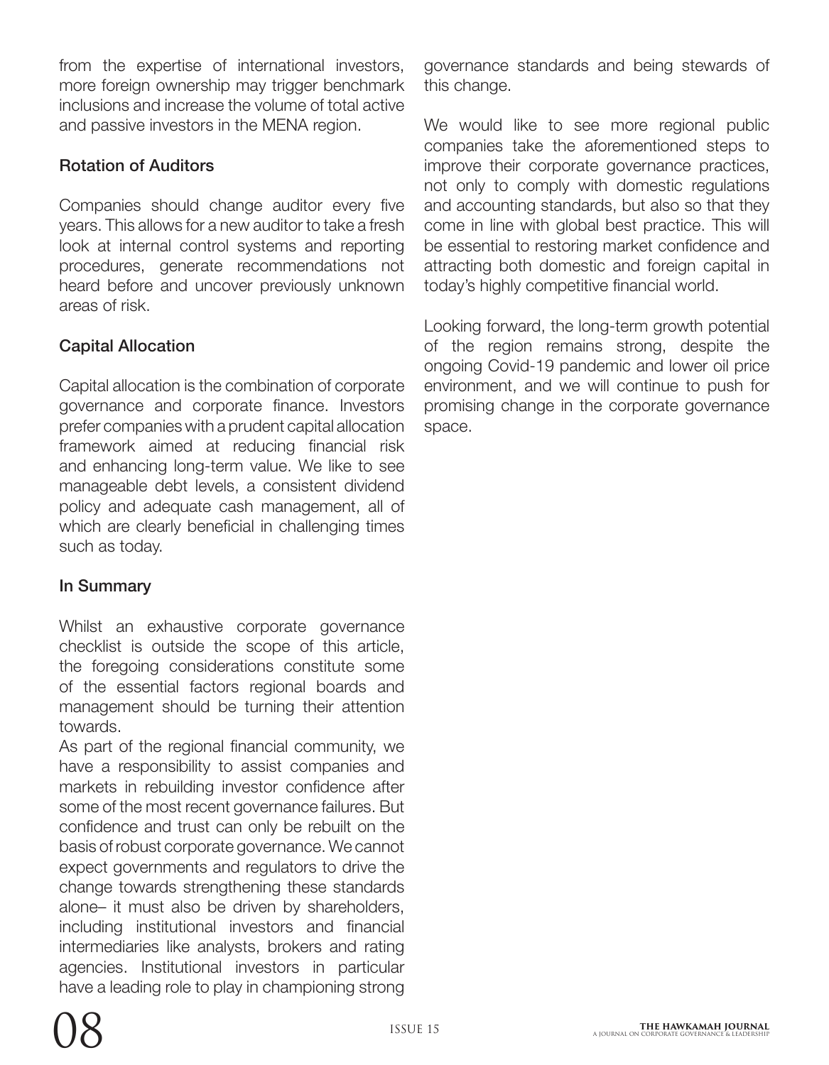from the expertise of international investors, more foreign ownership may trigger benchmark inclusions and increase the volume of total active and passive investors in the MENA region.

### Rotation of Auditors

Companies should change auditor every five years. This allows for a new auditor to take a fresh look at internal control systems and reporting procedures, generate recommendations not heard before and uncover previously unknown areas of risk.

### Capital Allocation

Capital allocation is the combination of corporate governance and corporate finance. Investors prefer companies with a prudent capital allocation framework aimed at reducing financial risk and enhancing long-term value. We like to see manageable debt levels, a consistent dividend policy and adequate cash management, all of which are clearly beneficial in challenging times such as today.

### In Summary

Whilst an exhaustive corporate governance checklist is outside the scope of this article, the foregoing considerations constitute some of the essential factors regional boards and management should be turning their attention towards.

As part of the regional financial community, we have a responsibility to assist companies and markets in rebuilding investor confidence after some of the most recent governance failures. But confidence and trust can only be rebuilt on the basis of robust corporate governance. We cannot expect governments and regulators to drive the change towards strengthening these standards alone– it must also be driven by shareholders, including institutional investors and financial intermediaries like analysts, brokers and rating agencies. Institutional investors in particular have a leading role to play in championing strong governance standards and being stewards of this change.

We would like to see more regional public companies take the aforementioned steps to improve their corporate governance practices, not only to comply with domestic regulations and accounting standards, but also so that they come in line with global best practice. This will be essential to restoring market confidence and attracting both domestic and foreign capital in today's highly competitive financial world.

Looking forward, the long-term growth potential of the region remains strong, despite the ongoing Covid-19 pandemic and lower oil price environment, and we will continue to push for promising change in the corporate governance space.